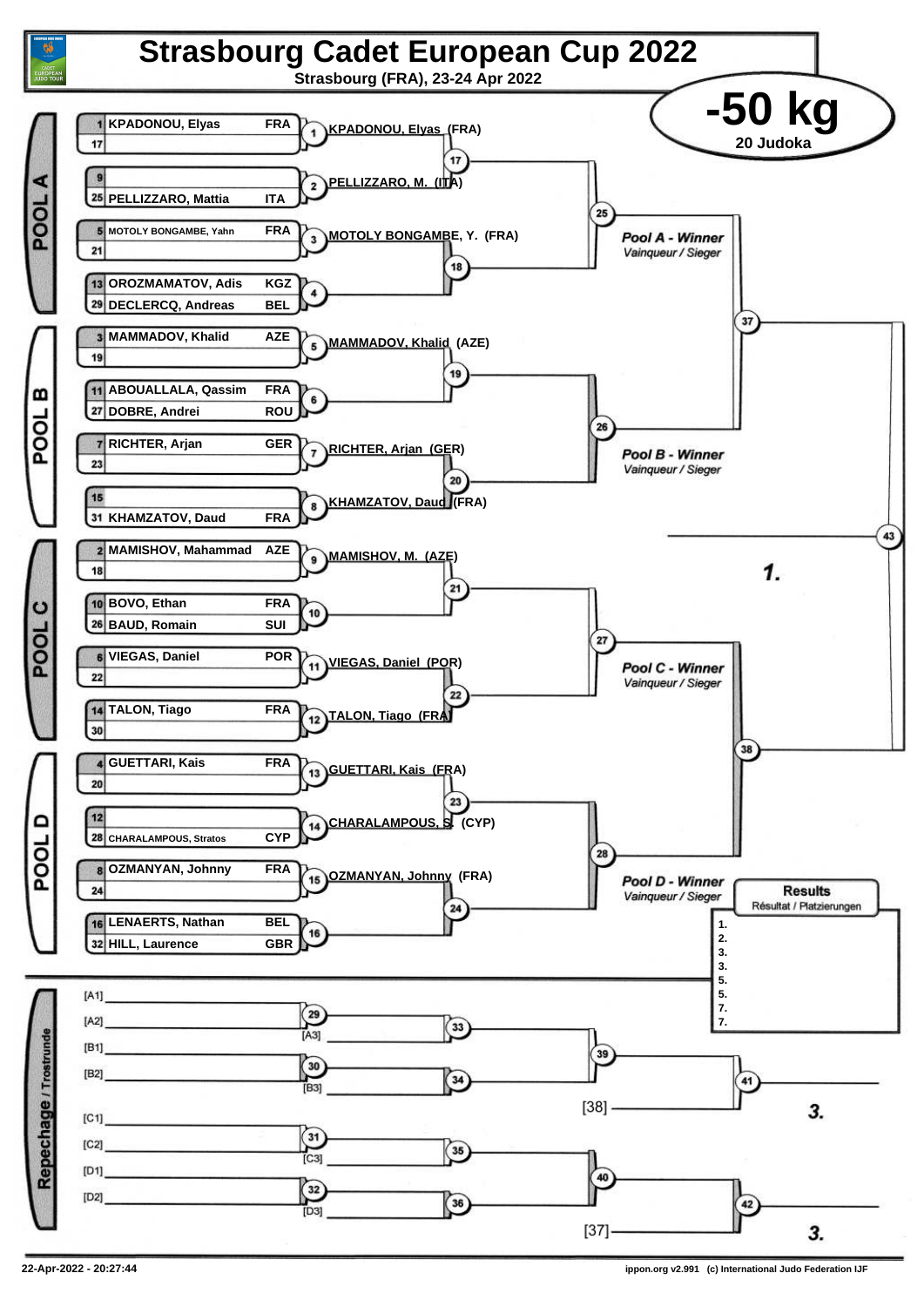# Strasbourg Cadet European Cup 2022

Strasbourg (FRA), 23-24 Apr 2022

## -50 kg

20 Judoka

### POOL A

| Seed | Name | Nation |
|---|---|---|
| 1 | KPADONOU, Elyas | FRA |
| 17 | | |
| 9 | | |
| 25 | PELLIZZARO, Mattia | ITA |
| 5 | MOTOLY BONGAMBE, Yahn | FRA |
| 21 | | |
| 13 | OROZMAMATOV, Adis | KGZ |
| 29 | DECLERCQ, Andreas | BEL |

- 1: KPADONOU, Elyas (FRA)
- 2: PELLIZZARO, M. (ITA)
- 3: MOTOLY BONGAMBE, Y. (FRA)
- 4:
- 17:
- 18:
- 25:

Pool A - Winner / Vainqueur / Sieger

### POOL B

| Seed | Name | Nation |
|---|---|---|
| 3 | MAMMADOV, Khalid | AZE |
| 19 | | |
| 11 | ABOUALLALA, Qassim | FRA |
| 27 | DOBRE, Andrei | ROU |
| 7 | RICHTER, Arjan | GER |
| 23 | | |
| 15 | | |
| 31 | KHAMZATOV, Daud | FRA |

- 5: MAMMADOV, Khalid (AZE)
- 6:
- 7: RICHTER, Arjan (GER)
- 8: KHAMZATOV, Daud (FRA)
- 19:
- 20:
- 26:

Pool B - Winner / Vainqueur / Sieger

### POOL C

| Seed | Name | Nation |
|---|---|---|
| 2 | MAMISHOV, Mahammad | AZE |
| 18 | | |
| 10 | BOVO, Ethan | FRA |
| 26 | BAUD, Romain | SUI |
| 6 | VIEGAS, Daniel | POR |
| 22 | | |
| 14 | TALON, Tiago | FRA |
| 30 | | |

- 9: MAMISHOV, M. (AZE)
- 10:
- 11: VIEGAS, Daniel (POR)
- 12: TALON, Tiago (FRA)
- 21:
- 22:
- 27:

Pool C - Winner / Vainqueur / Sieger

### POOL D

| Seed | Name | Nation |
|---|---|---|
| 4 | GUETTARI, Kais | FRA |
| 20 | | |
| 12 | | |
| 28 | CHARALAMPOUS, Stratos | CYP |
| 8 | OZMANYAN, Johnny | FRA |
| 24 | | |
| 16 | LENAERTS, Nathan | BEL |
| 32 | HILL, Laurence | GBR |

- 13: GUETTARI, Kais (FRA)
- 14: CHARALAMPOUS, S. (CYP)
- 15: OZMANYAN, Johnny (FRA)
- 16:
- 23:
- 24:
- 28:

Pool D - Winner / Vainqueur / Sieger

### Final

- 37:
- 38:
- 43: 1.

### Repechage / Trostrunde

- 29: [A1] vs [A2] → [A3]
- 30: [B1] vs [B2] → [B3]
- 31: [C1] vs [C2] → [C3]
- 32: [D1] vs [D2] → [D3]
- 33, 34 → 39 → 41 (vs [38]): 3.
- 35, 36 → 40 → 42 (vs [37]): 3.

### Results / Résultat / Platzierungen

1.
2.
3.
3.
5.
5.
7.
7.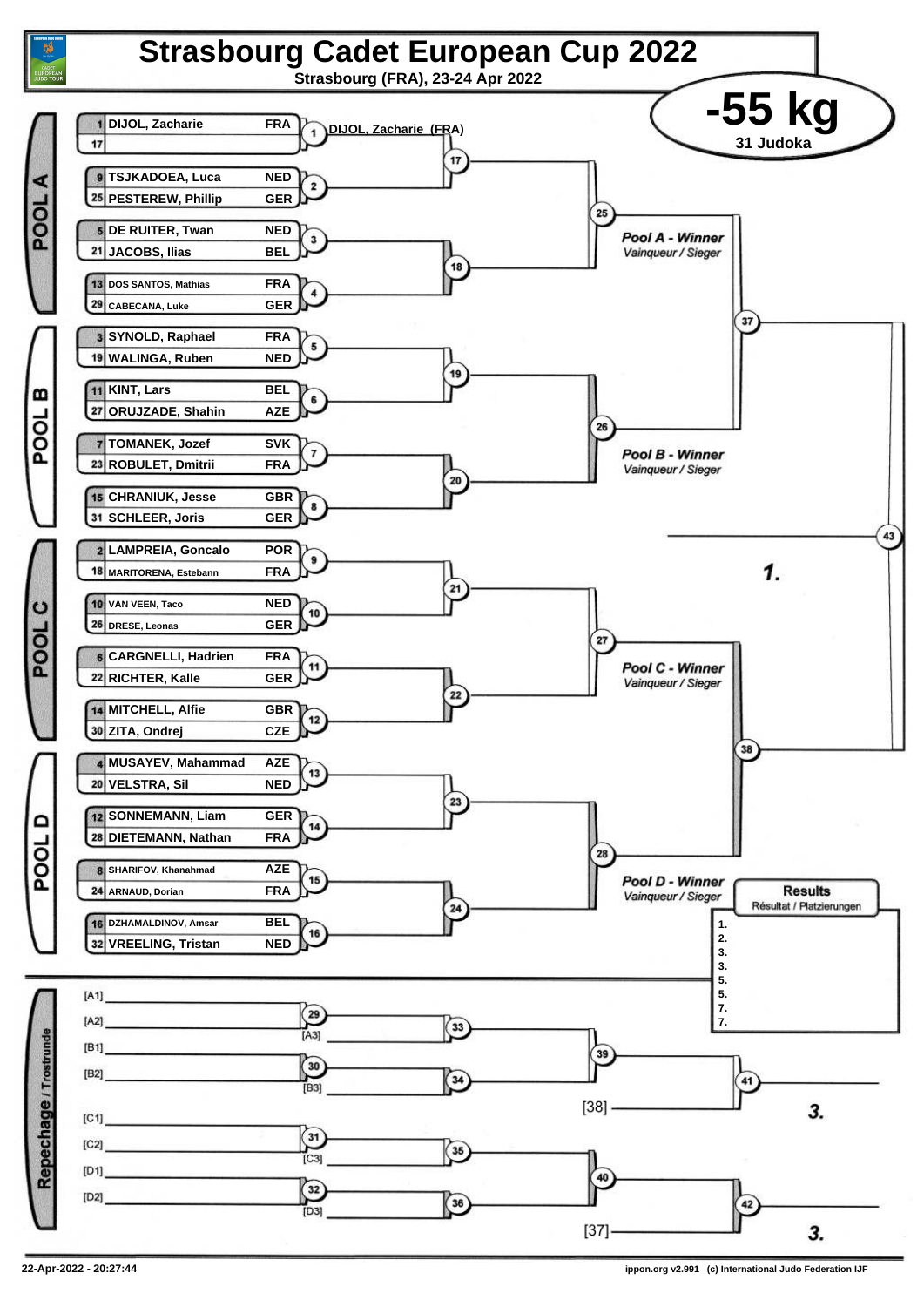# Strasbourg Cadet European Cup 2022

**Strasbourg (FRA), 23-24 Apr 2022**

## -55 kg

**31 Judoka**

### POOL A

| Seed | Name | Nation | Match |
|---|---|---|---|
| 1 | DIJOL, Zacharie | FRA | 1 |
| 17 | | | 1 |
| 9 | TSJKADOEA, Luca | NED | 2 |
| 25 | PESTEREW, Phillip | GER | 2 |
| 5 | DE RUITER, Twan | NED | 3 |
| 21 | JACOBS, Ilias | BEL | 3 |
| 13 | DOS SANTOS, Mathias | FRA | 4 |
| 29 | CABECANA, Luke | GER | 4 |

Match 1: DIJOL, Zacharie (FRA)

Matches 17, 18 → 25 → Pool A - Winner / *Vainqueur / Sieger*

### POOL B

| Seed | Name | Nation | Match |
|---|---|---|---|
| 3 | SYNOLD, Raphael | FRA | 5 |
| 19 | WALINGA, Ruben | NED | 5 |
| 11 | KINT, Lars | BEL | 6 |
| 27 | ORUJZADE, Shahin | AZE | 6 |
| 7 | TOMANEK, Jozef | SVK | 7 |
| 23 | ROBULET, Dmitrii | FRA | 7 |
| 15 | CHRANIUK, Jesse | GBR | 8 |
| 31 | SCHLEER, Joris | GER | 8 |

Matches 19, 20 → 26 → Pool B - Winner / *Vainqueur / Sieger*

Matches 25, 26 → 37

### POOL C

| Seed | Name | Nation | Match |
|---|---|---|---|
| 2 | LAMPREIA, Goncalo | POR | 9 |
| 18 | MARITORENA, Estebann | FRA | 9 |
| 10 | VAN VEEN, Taco | NED | 10 |
| 26 | DRESE, Leonas | GER | 10 |
| 6 | CARGNELLI, Hadrien | FRA | 11 |
| 22 | RICHTER, Kalle | GER | 11 |
| 14 | MITCHELL, Alfie | GBR | 12 |
| 30 | ZITA, Ondrej | CZE | 12 |

Matches 21, 22 → 27 → Pool C - Winner / *Vainqueur / Sieger*

### POOL D

| Seed | Name | Nation | Match |
|---|---|---|---|
| 4 | MUSAYEV, Mahammad | AZE | 13 |
| 20 | VELSTRA, Sil | NED | 13 |
| 12 | SONNEMANN, Liam | GER | 14 |
| 28 | DIETEMANN, Nathan | FRA | 14 |
| 8 | SHARIFOV, Khanahmad | AZE | 15 |
| 24 | ARNAUD, Dorian | FRA | 15 |
| 16 | DZHAMALDINOV, Amsar | BEL | 16 |
| 32 | VREELING, Tristan | NED | 16 |

Matches 23, 24 → 28 → Pool D - Winner / *Vainqueur / Sieger*

Matches 27, 28 → 38

Final: Matches 37, 38 → 43 → **1.**

### Repechage / Trostrunde

- [A1], [A2] → 29; 29 vs [A3] → 33
- [B1], [B2] → 30; 30 vs [B3] → 34
- 33, 34 → 39; 39 vs [38] → 41 → **3.**
- [C1], [C2] → 31; 31 vs [C3] → 35
- [D1], [D2] → 32; 32 vs [D3] → 36
- 35, 36 → 40; 40 vs [37] → 42 → **3.**

### Results

*Résultat / Platzierungen*

1.
2.
3.
3.
5.
5.
7.
7.

22-Apr-2022 - 20:27:44

ippon.org v2.991 (c) International Judo Federation IJF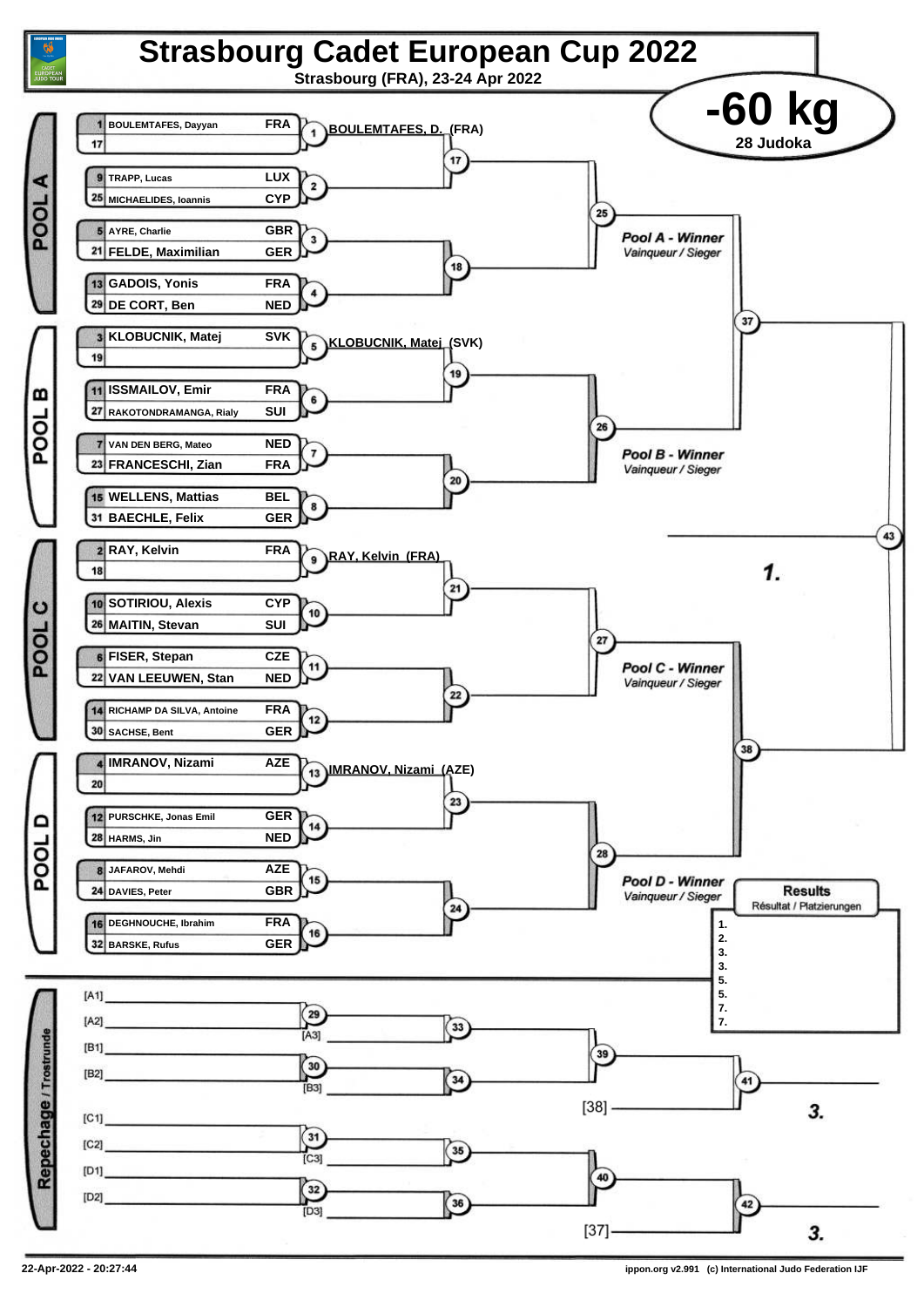# Strasbourg Cadet European Cup 2022

Strasbourg (FRA), 23-24 Apr 2022

## -60 kg

28 Judoka

### POOL A

| Seed | Name | Country | Match |
|---|---|---|---|
| 1 | BOULEMTAFES, Dayyan | FRA | 1 |
| 17 | | | 1 |
| 9 | TRAPP, Lucas | LUX | 2 |
| 25 | MICHAELIDES, Ioannis | CYP | 2 |
| 5 | AYRE, Charlie | GBR | 3 |
| 21 | FELDE, Maximilian | GER | 3 |
| 13 | GADOIS, Yonis | FRA | 4 |
| 29 | DE CORT, Ben | NED | 4 |

Match 1: BOULEMTAFES, D. (FRA)

Matches 17, 18, 25 → Pool A - Winner *Vainqueur / Sieger*

### POOL B

| Seed | Name | Country | Match |
|---|---|---|---|
| 3 | KLOBUCNIK, Matej | SVK | 5 |
| 19 | | | 5 |
| 11 | ISSMAILOV, Emir | FRA | 6 |
| 27 | RAKOTONDRAMANGA, Rialy | SUI | 6 |
| 7 | VAN DEN BERG, Mateo | NED | 7 |
| 23 | FRANCESCHI, Zian | FRA | 7 |
| 15 | WELLENS, Mattias | BEL | 8 |
| 31 | BAECHLE, Felix | GER | 8 |

Match 5: KLOBUCNIK, Matej (SVK)

Matches 19, 20, 26 → Pool B - Winner *Vainqueur / Sieger*

### POOL C

| Seed | Name | Country | Match |
|---|---|---|---|
| 2 | RAY, Kelvin | FRA | 9 |
| 18 | | | 9 |
| 10 | SOTIRIOU, Alexis | CYP | 10 |
| 26 | MAITIN, Stevan | SUI | 10 |
| 6 | FISER, Stepan | CZE | 11 |
| 22 | VAN LEEUWEN, Stan | NED | 11 |
| 14 | RICHAMP DA SILVA, Antoine | FRA | 12 |
| 30 | SACHSE, Bent | GER | 12 |

Match 9: RAY, Kelvin (FRA)

Matches 21, 22, 27 → Pool C - Winner *Vainqueur / Sieger*

### POOL D

| Seed | Name | Country | Match |
|---|---|---|---|
| 4 | IMRANOV, Nizami | AZE | 13 |
| 20 | | | 13 |
| 12 | PURSCHKE, Jonas Emil | GER | 14 |
| 28 | HARMS, Jin | NED | 14 |
| 8 | JAFAROV, Mehdi | AZE | 15 |
| 24 | DAVIES, Peter | GBR | 15 |
| 16 | DEGHNOUCHE, Ibrahim | FRA | 16 |
| 32 | BARSKE, Rufus | GER | 16 |

Match 13: IMRANOV, Nizami (AZE)

Matches 23, 24, 28 → Pool D - Winner *Vainqueur / Sieger*

### Semi-finals / Final

Match 37: Pool A Winner vs Pool B Winner
Match 38: Pool C Winner vs Pool D Winner
Match 43: Final → **1.**

### Repechage / Trostrunde

- Match 29: [A1] vs [A2]; Match 33: winner vs [A3]
- Match 30: [B1] vs [B2]; Match 34: winner vs [B3]
- Match 39: winners of 33 and 34
- Match 41: winner of 39 vs [38] → **3.**
- Match 31: [C1] vs [C2]; Match 35: winner vs [C3]
- Match 32: [D1] vs [D2]; Match 36: winner vs [D3]
- Match 40: winners of 35 and 36
- Match 42: winner of 40 vs [37] → **3.**

### Results

*Résultat / Platzierungen*

1.
2.
3.
3.
5.
5.
7.
7.

22-Apr-2022 - 20:27:44

ippon.org v2.991 (c) International Judo Federation IJF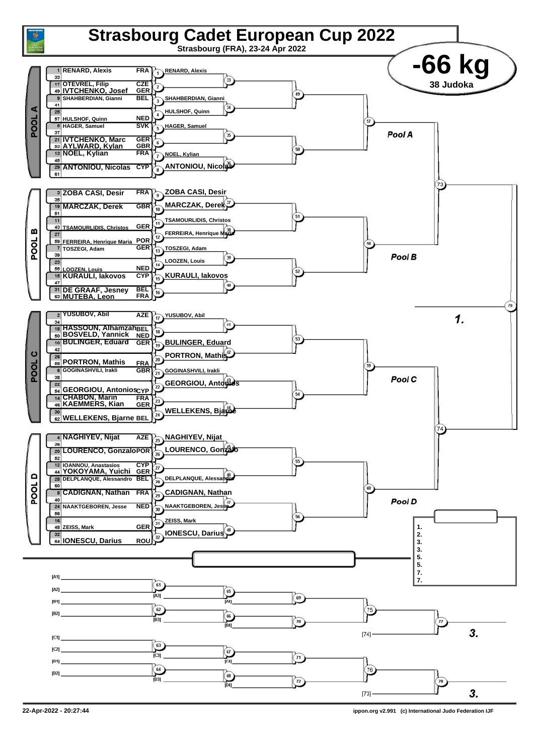# Strasbourg Cadet European Cup 2022

Strasbourg (FRA), 23-24 Apr 2022

## -66 kg

38 Judoka

### POOL A

| Seed | Name | Country |
|---|---|---|
| 1 | RENARD, Alexis | FRA |
| 33 | | |
| 17 | OTEVREL, Filip | CZE |
| 49 | IVTCHENKO, Josef | GER |
| 9 | SHAHBERDIAN, Gianni | BEL |
| 41 | | |
| 25 | | |
| 57 | HULSHOF, Quinn | NED |
| 5 | HAGER, Samuel | SVK |
| 37 | | |
| 21 | IVTCHENKO, Marc | GER |
| 53 | AYLWARD, Kylan | GBR |
| 13 | NOEL, Kylian | FRA |
| 45 | | |
| 29 | ANTONIOU, Nicolas | CYP |
| 61 | | |

- 1: RENARD, Alexis
- 2:
- 3: SHAHBERDIAN, Gianni
- 4: HULSHOF, Quinn
- 5: HAGER, Samuel
- 6:
- 7: NOEL, Kylian
- 8: ANTONIOU, Nicolas

### POOL B

| Seed | Name | Country |
|---|---|---|
| 3 | ZOBA CASI, Desir | FRA |
| 35 | | |
| 19 | MARCZAK, Derek | GBR |
| 51 | | |
| 11 | | |
| 43 | TSAMOURLIDIS, Christos | GER |
| 27 | | |
| 59 | FERREIRA, Henrique Maria | POR |
| 7 | TOSZEGI, Adam | GER |
| 39 | | |
| 23 | | |
| 55 | LOOZEN, Louis | NED |
| 15 | KURAULI, Iakovos | CYP |
| 47 | | |
| 31 | DE GRAAF, Jesney | BEL |
| 63 | MUTEBA, Leon | FRA |

- 9: ZOBA CASI, Desir
- 10: MARCZAK, Derek
- 11: TSAMOURLIDIS, Christos
- 12: FERREIRA, Henrique Maria
- 13: TOSZEGI, Adam
- 14: LOOZEN, Louis
- 15: KURAULI, Iakovos
- 16:

### POOL C

| Seed | Name | Country |
|---|---|---|
| 2 | YUSUBOV, Abil | AZE |
| 34 | | |
| 18 | HASSOUN, Alhamzah | BEL |
| 50 | BOSVELD, Yannick | NED |
| 10 | BULINGER, Eduard | GER |
| 42 | | |
| 26 | | |
| 58 | PORTRON, Mathis | FRA |
| 6 | GOGINASHVILI, Irakli | GBR |
| 38 | | |
| 22 | | |
| 54 | GEORGIOU, Antonios | CYP |
| 14 | CHABON, Marin | FRA |
| 46 | KAEMMERS, Kian | GER |
| 30 | | |
| 62 | WELLEKENS, Bjarne | BEL |

- 17: YUSUBOV, Abil
- 18:
- 19: BULINGER, Eduard
- 20: PORTRON, Mathis
- 21: GOGINASHVILI, Irakli
- 22: GEORGIOU, Antonios
- 23:
- 24: WELLEKENS, Bjarne

### POOL D

| Seed | Name | Country |
|---|---|---|
| 4 | NAGHIYEV, Nijat | AZE |
| 36 | | |
| 20 | LOURENCO, Gonzalo | POR |
| 52 | | |
| 12 | IOANNOU, Anastasios | CYP |
| 44 | YOKOYAMA, Yuichi | GER |
| 28 | DELPLANQUE, Alessandro | BEL |
| 60 | | |
| 8 | CADIGNAN, Nathan | FRA |
| 40 | | |
| 24 | NAAKTGEBOREN, Jesse | NED |
| 56 | | |
| 16 | | |
| 48 | ZEISS, Mark | GER |
| 32 | | |
| 64 | IONESCU, Darius | ROU |

- 25: NAGHIYEV, Nijat
- 26: LOURENCO, Gonzalo
- 27:
- 28: DELPLANQUE, Alessandro
- 29: CADIGNAN, Nathan
- 30: NAAKTGEBOREN, Jesse
- 31: ZEISS, Mark
- 32: IONESCU, Darius

Pool A · Pool B · Pool C · Pool D

1.

### Results

1.
2.
3.
3.
5.
5.
7.
7.

### Repechage

[A1] [A2] [B1] [B2] [C1] [C2] [D1] [D2]

[A3] [A4] [B3] [B4] [C3] [C4] [D3] [D4]

[74] 3.

[73] 3.

22-Apr-2022 - 20:27:44

ippon.org v2.991 (c) International Judo Federation IJF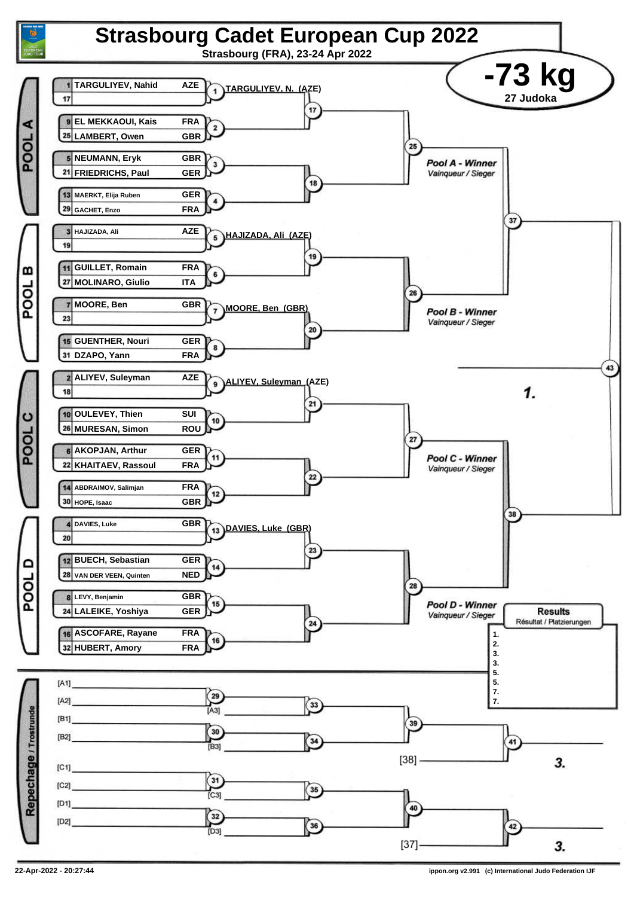# Strasbourg Cadet European Cup 2022

**Strasbourg (FRA), 23-24 Apr 2022**

## -73 kg

**27 Judoka**

### POOL A

| Seed | Name | Country | Match | Winner |
|---|---|---|---|---|
| 1 | TARGULIYEV, Nahid | AZE | 1 | TARGULIYEV, N. (AZE) |
| 17 | | | | |
| 9 | EL MEKKAOUI, Kais | FRA | 2 | |
| 25 | LAMBERT, Owen | GBR | | |
| 5 | NEUMANN, Eryk | GBR | 3 | |
| 21 | FRIEDRICHS, Paul | GER | | |
| 13 | MAERKT, Elija Ruben | GER | 4 | |
| 29 | GACHET, Enzo | FRA | | |

Matches 17, 18 → 25 → Pool A - Winner / *Vainqueur / Sieger*

### POOL B

| Seed | Name | Country | Match | Winner |
|---|---|---|---|---|
| 3 | HAJIZADA, Ali | AZE | 5 | HAJIZADA, Ali (AZE) |
| 19 | | | | |
| 11 | GUILLET, Romain | FRA | 6 | |
| 27 | MOLINARO, Giulio | ITA | | |
| 7 | MOORE, Ben | GBR | 7 | MOORE, Ben (GBR) |
| 23 | | | | |
| 15 | GUENTHER, Nouri | GER | 8 | |
| 31 | DZAPO, Yann | FRA | | |

Matches 19, 20 → 26 → Pool B - Winner / *Vainqueur / Sieger*

### POOL C

| Seed | Name | Country | Match | Winner |
|---|---|---|---|---|
| 2 | ALIYEV, Suleyman | AZE | 9 | ALIYEV, Suleyman (AZE) |
| 18 | | | | |
| 10 | OULEVEY, Thien | SUI | 10 | |
| 26 | MURESAN, Simon | ROU | | |
| 6 | AKOPJAN, Arthur | GER | 11 | |
| 22 | KHAITAEV, Rassoul | FRA | | |
| 14 | ABDRAIMOV, Salimjan | FRA | 12 | |
| 30 | HOPE, Isaac | GBR | | |

Matches 21, 22 → 27 → Pool C - Winner / *Vainqueur / Sieger*

### POOL D

| Seed | Name | Country | Match | Winner |
|---|---|---|---|---|
| 4 | DAVIES, Luke | GBR | 13 | DAVIES, Luke (GBR) |
| 20 | | | | |
| 12 | BUECH, Sebastian | GER | 14 | |
| 28 | VAN DER VEEN, Quinten | NED | | |
| 8 | LEVY, Benjamin | GBR | 15 | |
| 24 | LALEIKE, Yoshiya | GER | | |
| 16 | ASCOFARE, Rayane | FRA | 16 | |
| 32 | HUBERT, Amory | FRA | | |

Matches 23, 24 → 28 → Pool D - Winner / *Vainqueur / Sieger*

Semi-finals: 37 (Pool A vs Pool B), 38 (Pool C vs Pool D) → Final 43 → **1.**

### Repechage / Trostrunde

- [A1] vs [A2] → 29; winner vs [A3] → 33
- [B1] vs [B2] → 30; winner vs [B3] → 34
- 33 vs 34 → 39; winner vs [38] → 41 → **3.**
- [C1] vs [C2] → 31; winner vs [C3] → 35
- [D1] vs [D2] → 32; winner vs [D3] → 36
- 35 vs 36 → 40; winner vs [37] → 42 → **3.**

### Results / *Résultat / Platzierungen*

1.
2.
3.
3.
5.
5.
7.
7.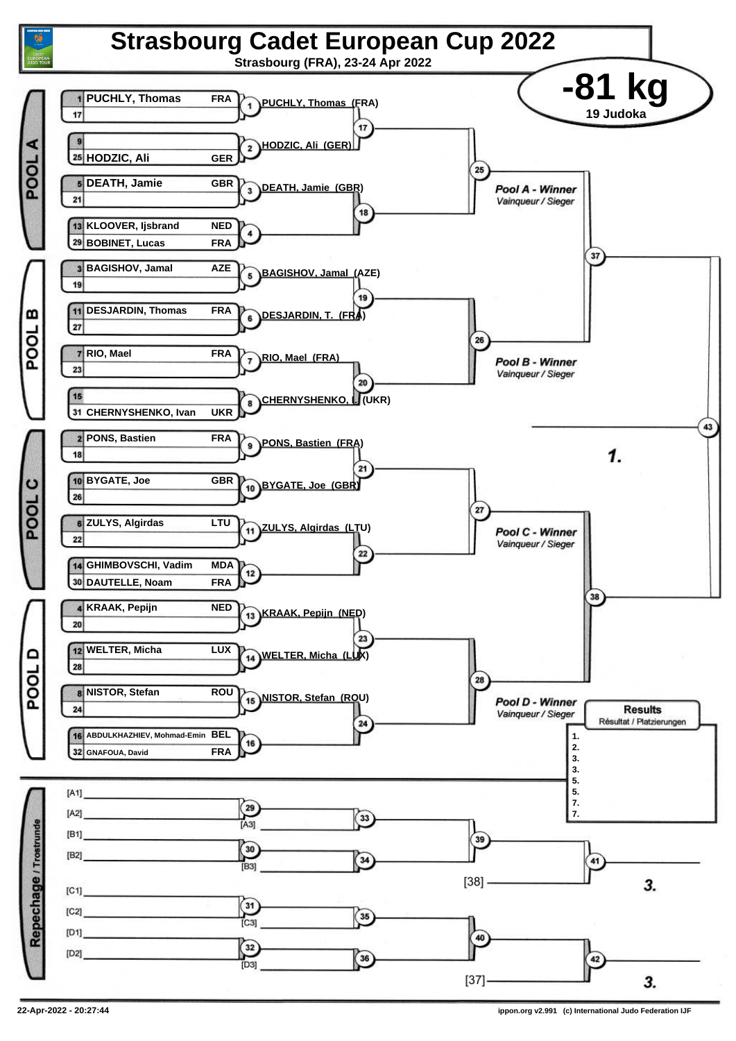# Strasbourg Cadet European Cup 2022

Strasbourg (FRA), 23-24 Apr 2022

## -81 kg

19 Judoka

### POOL A

| Seed | Name | Country | Match | Winner |
|---|---|---|---|---|
| 1 | PUCHLY, Thomas | FRA | 1 | PUCHLY, Thomas (FRA) |
| 17 | | | | |
| 9 | | | 2 | HODZIC, Ali (GER) |
| 25 | HODZIC, Ali | GER | | |
| 5 | DEATH, Jamie | GBR | 3 | DEATH, Jamie (GBR) |
| 21 | | | | |
| 13 | KLOOVER, Ijsbrand | NED | 4 | |
| 29 | BOBINET, Lucas | FRA | | |

Matches 17, 18, 25 → Pool A - Winner / Vainqueur / Sieger

### POOL B

| Seed | Name | Country | Match | Winner |
|---|---|---|---|---|
| 3 | BAGISHOV, Jamal | AZE | 5 | BAGISHOV, Jamal (AZE) |
| 19 | | | | |
| 11 | DESJARDIN, Thomas | FRA | 6 | DESJARDIN, T. (FRA) |
| 27 | | | | |
| 7 | RIO, Mael | FRA | 7 | RIO, Mael (FRA) |
| 23 | | | | |
| 15 | | | 8 | CHERNYSHENKO, I. (UKR) |
| 31 | CHERNYSHENKO, Ivan | UKR | | |

Matches 19, 20, 26 → Pool B - Winner / Vainqueur / Sieger

### POOL C

| Seed | Name | Country | Match | Winner |
|---|---|---|---|---|
| 2 | PONS, Bastien | FRA | 9 | PONS, Bastien (FRA) |
| 18 | | | | |
| 10 | BYGATE, Joe | GBR | 10 | BYGATE, Joe (GBR) |
| 26 | | | | |
| 6 | ZULYS, Algirdas | LTU | 11 | ZULYS, Algirdas (LTU) |
| 22 | | | | |
| 14 | GHIMBOVSCHI, Vadim | MDA | 12 | |
| 30 | DAUTELLE, Noam | FRA | | |

Matches 21, 22, 27 → Pool C - Winner / Vainqueur / Sieger

### POOL D

| Seed | Name | Country | Match | Winner |
|---|---|---|---|---|
| 4 | KRAAK, Pepijn | NED | 13 | KRAAK, Pepijn (NED) |
| 20 | | | | |
| 12 | WELTER, Micha | LUX | 14 | WELTER, Micha (LUX) |
| 28 | | | | |
| 8 | NISTOR, Stefan | ROU | 15 | NISTOR, Stefan (ROU) |
| 24 | | | | |
| 16 | ABDULKHAZHIEV, Mohmad-Emin | BEL | 16 | |
| 32 | GNAFOUA, David | FRA | | |

Matches 23, 24, 28 → Pool D - Winner / Vainqueur / Sieger

Semi-finals: 37 (Pool A vs Pool B), 38 (Pool C vs Pool D)

Final: 43 → 1.

### Repechage / Trostrunde

- [A1] vs [A2] → 29; vs [A3] → 33
- [B1] vs [B2] → 30; vs [B3] → 34
- 33 vs 34 → 39; vs [38] → 41 → 3.
- [C1] vs [C2] → 31; vs [C3] → 35
- [D1] vs [D2] → 32; vs [D3] → 36
- 35 vs 36 → 40; vs [37] → 42 → 3.

### Results / Résultat / Platzierungen

| Place | Name |
|---|---|
| 1. | |
| 2. | |
| 3. | |
| 3. | |
| 5. | |
| 5. | |
| 7. | |
| 7. | |

22-Apr-2022 - 20:27:44

ippon.org v2.991 (c) International Judo Federation IJF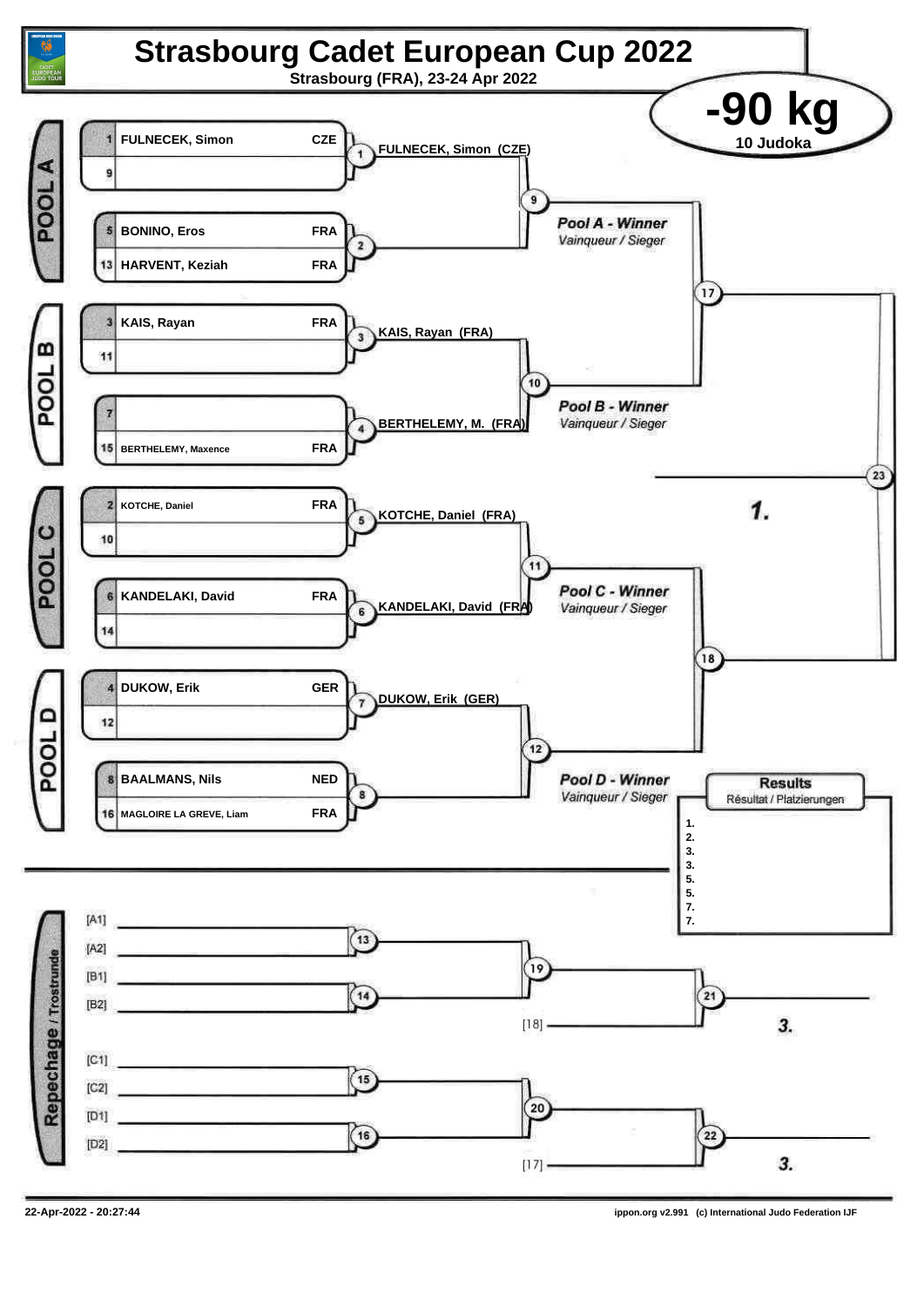# Strasbourg Cadet European Cup 2022

Strasbourg (FRA), 23-24 Apr 2022

## -90 kg

10 Judoka

### POOL A

| Seed | Name | Country |
|---|---|---|
| 1 | FULNECEK, Simon | CZE |
| 9 | | |
| 5 | BONINO, Eros | FRA |
| 13 | HARVENT, Keziah | FRA |

- 1: FULNECEK, Simon (CZE)
- 2:
- 9: *Pool A - Winner* / Vainqueur / Sieger

### POOL B

| Seed | Name | Country |
|---|---|---|
| 3 | KAIS, Rayan | FRA |
| 11 | | |
| 7 | | |
| 15 | BERTHELEMY, Maxence | FRA |

- 3: KAIS, Rayan (FRA)
- 4: BERTHELEMY, M. (FRA)
- 10: *Pool B - Winner* / Vainqueur / Sieger

### POOL C

| Seed | Name | Country |
|---|---|---|
| 2 | KOTCHE, Daniel | FRA |
| 10 | | |
| 6 | KANDELAKI, David | FRA |
| 14 | | |

- 5: KOTCHE, Daniel (FRA)
- 6: KANDELAKI, David (FRA)
- 11: *Pool C - Winner* / Vainqueur / Sieger

### POOL D

| Seed | Name | Country |
|---|---|---|
| 4 | DUKOW, Erik | GER |
| 12 | | |
| 8 | BAALMANS, Nils | NED |
| 16 | MAGLOIRE LA GREVE, Liam | FRA |

- 7: DUKOW, Erik (GER)
- 8:
- 12: *Pool D - Winner* / Vainqueur / Sieger

### Final Block

- 17:
- 18:
- 23: 1.

### Repechage / Trostrunde

- 13: [A1] vs [A2]
- 14: [B1] vs [B2]
- 19:
- 21: vs [18] — 3.
- 15: [C1] vs [C2]
- 16: [D1] vs [D2]
- 20:
- 22: vs [17] — 3.

### Results
Résultat / Platzierungen

1.
2.
3.
3.
5.
5.
7.
7.

22-Apr-2022 - 20:27:44

ippon.org v2.991 (c) International Judo Federation IJF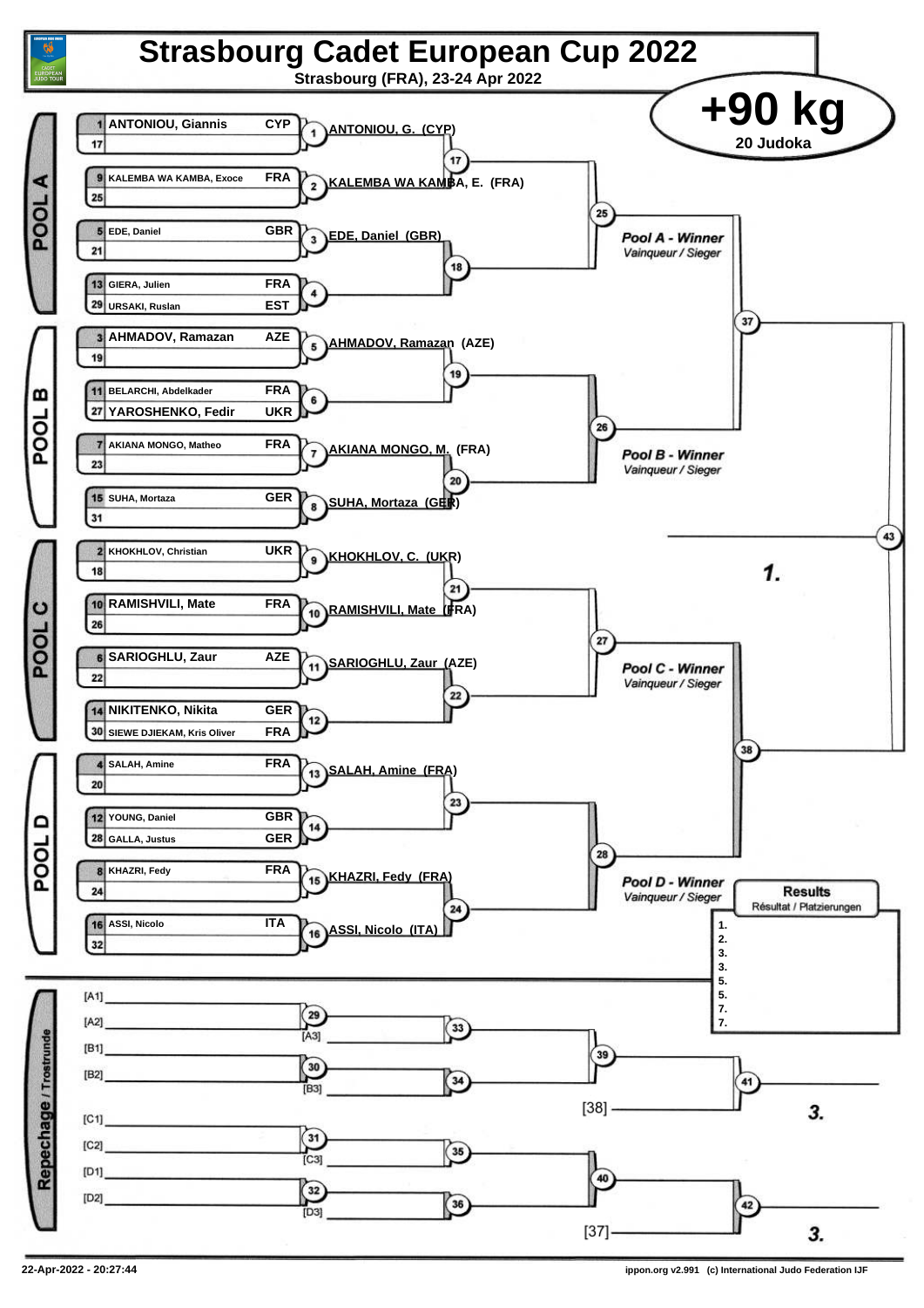# Strasbourg Cadet European Cup 2022

**Strasbourg (FRA), 23-24 Apr 2022**

## +90 kg

**20 Judoka**

### POOL A

| Seed | Name | Country |
|---|---|---|
| 1 | ANTONIOU, Giannis | CYP |
| 17 | | |
| 9 | KALEMBA WA KAMBA, Exoce | FRA |
| 25 | | |
| 5 | EDE, Daniel | GBR |
| 21 | | |
| 13 | GIERA, Julien | FRA |
| 29 | URSAKI, Ruslan | EST |

- (1) ANTONIOU, G. (CYP)
- (2) KALEMBA WA KAMBA, E. (FRA)
- (3) EDE, Daniel (GBR)
- (4)
- (17)
- (18)
- (25)

Pool A - Winner / *Vainqueur / Sieger*

### POOL B

| Seed | Name | Country |
|---|---|---|
| 3 | AHMADOV, Ramazan | AZE |
| 19 | | |
| 11 | BELARCHI, Abdelkader | FRA |
| 27 | YAROSHENKO, Fedir | UKR |
| 7 | AKIANA MONGO, Matheo | FRA |
| 23 | | |
| 15 | SUHA, Mortaza | GER |
| 31 | | |

- (5) AHMADOV, Ramazan (AZE)
- (6)
- (7) AKIANA MONGO, M. (FRA)
- (8) SUHA, Mortaza (GER)
- (19)
- (20)
- (26)

Pool B - Winner / *Vainqueur / Sieger*

### POOL C

| Seed | Name | Country |
|---|---|---|
| 2 | KHOKHLOV, Christian | UKR |
| 18 | | |
| 10 | RAMISHVILI, Mate | FRA |
| 26 | | |
| 6 | SARIOGHLU, Zaur | AZE |
| 22 | | |
| 14 | NIKITENKO, Nikita | GER |
| 30 | SIEWE DJIEKAM, Kris Oliver | FRA |

- (9) KHOKHLOV, C. (UKR)
- (10) RAMISHVILI, Mate (FRA)
- (11) SARIOGHLU, Zaur (AZE)
- (12)
- (21)
- (22)
- (27)

Pool C - Winner / *Vainqueur / Sieger*

### POOL D

| Seed | Name | Country |
|---|---|---|
| 4 | SALAH, Amine | FRA |
| 20 | | |
| 12 | YOUNG, Daniel | GBR |
| 28 | GALLA, Justus | GER |
| 8 | KHAZRI, Fedy | FRA |
| 24 | | |
| 16 | ASSI, Nicolo | ITA |
| 32 | | |

- (13) SALAH, Amine (FRA)
- (14)
- (15) KHAZRI, Fedy (FRA)
- (16) ASSI, Nicolo (ITA)
- (23)
- (24)
- (28)

Pool D - Winner / *Vainqueur / Sieger*

### Semi-finals / Final

- (37)
- (38)
- (43) **1.**

### Repechage / Trostrunde

- [A1], [A2] → (29); [A3] → (33)
- [B1], [B2] → (30); [B3] → (34)
- (33), (34) → (39); [38] → (41) **3.**
- [C1], [C2] → (31); [C3] → (35)
- [D1], [D2] → (32); [D3] → (36)
- (35), (36) → (40); [37] → (42) **3.**

### Results / *Résultat / Platzierungen*

1.
2.
3.
3.
5.
5.
7.
7.

22-Apr-2022 - 20:27:44

ippon.org v2.991 (c) International Judo Federation IJF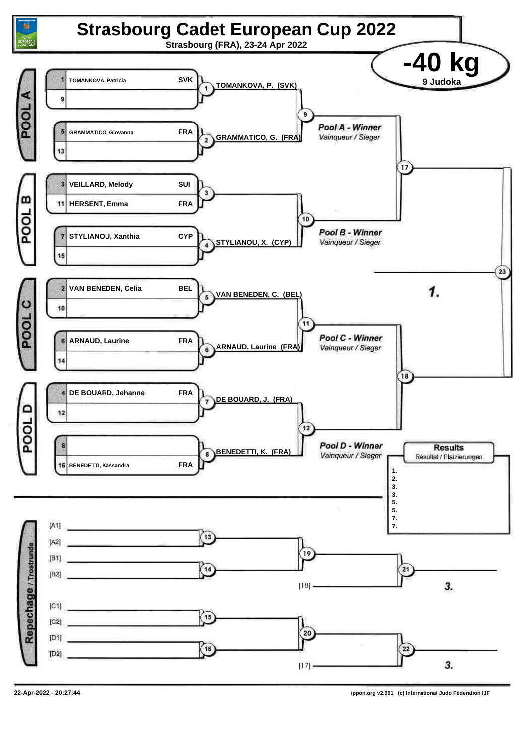# Strasbourg Cadet European Cup 2022

**Strasbourg (FRA), 23-24 Apr 2022**

## -40 kg

**9 Judoka**

### POOL A

| Seed | Name | Country |
|---|---|---|
| 1 | TOMANKOVA, Patricia | SVK |
| 9 | | |
| 5 | GRAMMATICO, Giovanna | FRA |
| 13 | | |

- Match 1: TOMANKOVA, P. (SVK)
- Match 2: GRAMMATICO, G. (FRA)
- Match 9: *Pool A - Winner* — Vainqueur / Sieger

### POOL B

| Seed | Name | Country |
|---|---|---|
| 3 | VEILLARD, Melody | SUI |
| 11 | HERSENT, Emma | FRA |
| 7 | STYLIANOU, Xanthia | CYP |
| 15 | | |

- Match 3
- Match 4: STYLIANOU, X. (CYP)
- Match 10: *Pool B - Winner* — Vainqueur / Sieger

### POOL C

| Seed | Name | Country |
|---|---|---|
| 2 | VAN BENEDEN, Celia | BEL |
| 10 | | |
| 6 | ARNAUD, Laurine | FRA |
| 14 | | |

- Match 5: VAN BENEDEN, C. (BEL)
- Match 6: ARNAUD, Laurine (FRA)
- Match 11: *Pool C - Winner* — Vainqueur / Sieger

### POOL D

| Seed | Name | Country |
|---|---|---|
| 4 | DE BOUARD, Jehanne | FRA |
| 12 | | |
| 8 | | |
| 16 | BENEDETTI, Kassandra | FRA |

- Match 7: DE BOUARD, J. (FRA)
- Match 8: BENEDETTI, K. (FRA)
- Match 12: *Pool D - Winner* — Vainqueur / Sieger

### Final

- Match 17
- Match 18
- Match 23: 1.

### Results

Résultat / Platzierungen

1.
2.
3.
3.
5.
5.
7.
7.

### Repechage / Trostrunde

- Match 13: [A1] vs [A2]
- Match 14: [B1] vs [B2]
- Match 19
- Match 21: vs [18] — 3.
- Match 15: [C1] vs [C2]
- Match 16: [D1] vs [D2]
- Match 20
- Match 22: vs [17] — 3.

22-Apr-2022 - 20:27:44

ippon.org v2.991 (c) International Judo Federation IJF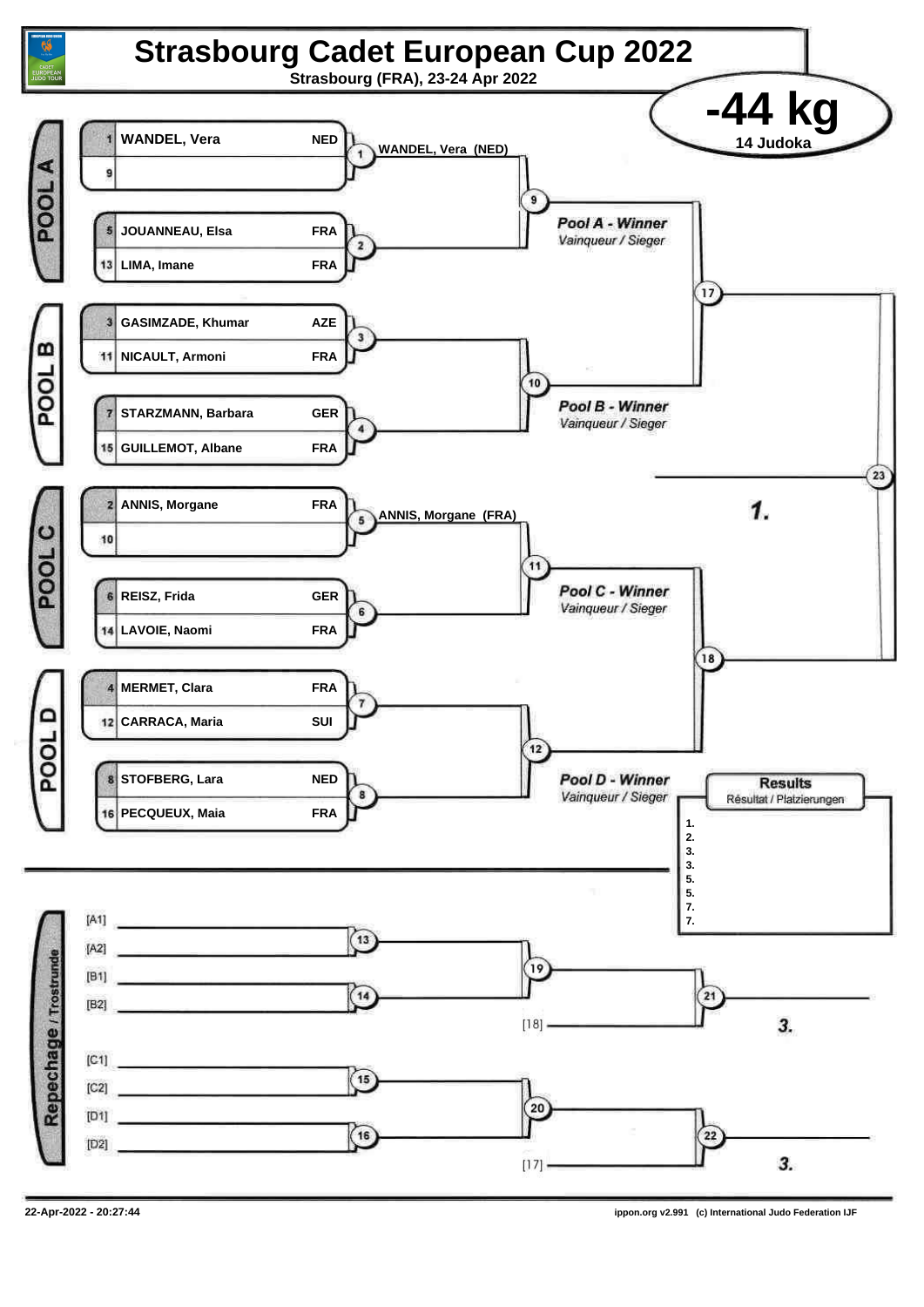# Strasbourg Cadet European Cup 2022

Strasbourg (FRA), 23-24 Apr 2022

## -44 kg

14 Judoka

### POOL A

| Seed | Name | Nation |
|---|---|---|
| 1 | WANDEL, Vera | NED |
| 9 | | |
| 5 | JOUANNEAU, Elsa | FRA |
| 13 | LIMA, Imane | FRA |

Match 1: WANDEL, Vera (NED)

Match 2

Match 9: Pool A - Winner *Vainqueur / Sieger*

### POOL B

| Seed | Name | Nation |
|---|---|---|
| 3 | GASIMZADE, Khumar | AZE |
| 11 | NICAULT, Armoni | FRA |
| 7 | STARZMANN, Barbara | GER |
| 15 | GUILLEMOT, Albane | FRA |

Match 3

Match 4

Match 10: Pool B - Winner *Vainqueur / Sieger*

Match 17

### POOL C

| Seed | Name | Nation |
|---|---|---|
| 2 | ANNIS, Morgane | FRA |
| 10 | | |
| 6 | REISZ, Frida | GER |
| 14 | LAVOIE, Naomi | FRA |

Match 5: ANNIS, Morgane (FRA)

Match 6

Match 11: Pool C - Winner *Vainqueur / Sieger*

### POOL D

| Seed | Name | Nation |
|---|---|---|
| 4 | MERMET, Clara | FRA |
| 12 | CARRACA, Maria | SUI |
| 8 | STOFBERG, Lara | NED |
| 16 | PECQUEUX, Maia | FRA |

Match 7

Match 8

Match 12: Pool D - Winner *Vainqueur / Sieger*

Match 18

Match 23: 1.

### Results
Résultat / Platzierungen

1.
2.
3.
3.
5.
5.
7.
7.

### Repechage / Trostrunde

[A1] / [A2] — Match 13

[B1] / [B2] — Match 14

Match 19

Match 21: [18] — 3.

[C1] / [C2] — Match 15

[D1] / [D2] — Match 16

Match 20

Match 22: [17] — 3.

22-Apr-2022 - 20:27:44

ippon.org v2.991 (c) International Judo Federation IJF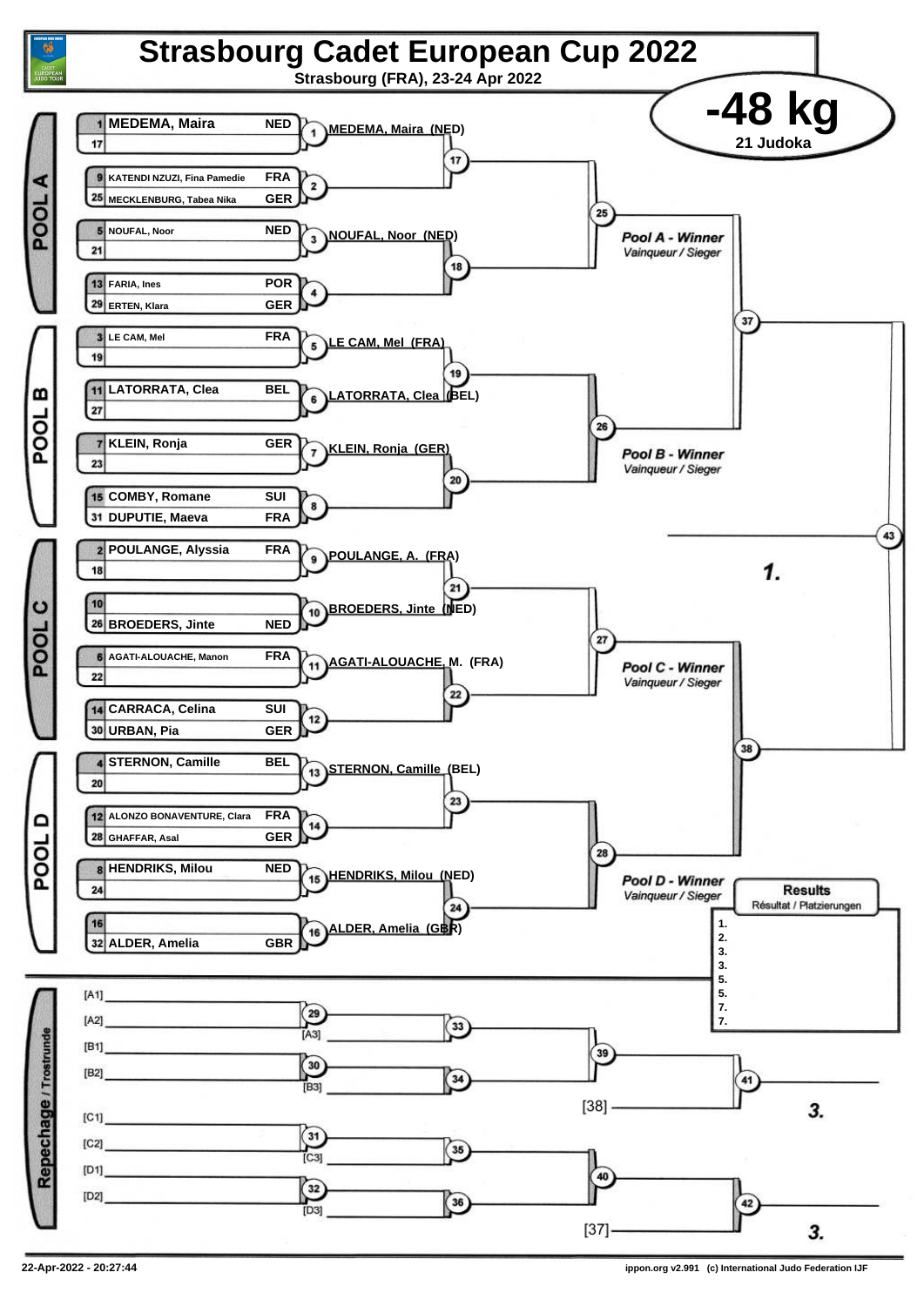# Strasbourg Cadet European Cup 2022

**Strasbourg (FRA), 23-24 Apr 2022**

## -48 kg

**21 Judoka**

### POOL A

| Seed | Name | Country | Match | Winner |
|---|---|---|---|---|
| 1 | MEDEMA, Maira | NED | 1 | MEDEMA, Maira (NED) |
| 17 | | | | |
| 9 | KATENDI NZUZI, Fina Pamedie | FRA | 2 | |
| 25 | MECKLENBURG, Tabea Nika | GER | | |
| 5 | NOUFAL, Noor | NED | 3 | NOUFAL, Noor (NED) |
| 21 | | | | |
| 13 | FARIA, Ines | POR | 4 | |
| 29 | ERTEN, Klara | GER | | |

Matches 17, 18, 25 — *Pool A - Winner* / Vainqueur / Sieger

### POOL B

| Seed | Name | Country | Match | Winner |
|---|---|---|---|---|
| 3 | LE CAM, Mel | FRA | 5 | LE CAM, Mel (FRA) |
| 19 | | | | |
| 11 | LATORRATA, Clea | BEL | 6 | LATORRATA, Clea (BEL) |
| 27 | | | | |
| 7 | KLEIN, Ronja | GER | 7 | KLEIN, Ronja (GER) |
| 23 | | | | |
| 15 | COMBY, Romane | SUI | 8 | |
| 31 | DUPUTIE, Maeva | FRA | | |

Matches 19, 20, 26 — *Pool B - Winner* / Vainqueur / Sieger

Matches 37, 38, 43 — **1.**

### POOL C

| Seed | Name | Country | Match | Winner |
|---|---|---|---|---|
| 2 | POULANGE, Alyssia | FRA | 9 | POULANGE, A. (FRA) |
| 18 | | | | |
| 10 | | | 10 | BROEDERS, Jinte (NED) |
| 26 | BROEDERS, Jinte | NED | | |
| 6 | AGATI-ALOUACHE, Manon | FRA | 11 | AGATI-ALOUACHE, M. (FRA) |
| 22 | | | | |
| 14 | CARRACA, Celina | SUI | 12 | |
| 30 | URBAN, Pia | GER | | |

Matches 21, 22, 27 — *Pool C - Winner* / Vainqueur / Sieger

### POOL D

| Seed | Name | Country | Match | Winner |
|---|---|---|---|---|
| 4 | STERNON, Camille | BEL | 13 | STERNON, Camille (BEL) |
| 20 | | | | |
| 12 | ALONZO BONAVENTURE, Clara | FRA | 14 | |
| 28 | GHAFFAR, Asal | GER | | |
| 8 | HENDRIKS, Milou | NED | 15 | HENDRIKS, Milou (NED) |
| 24 | | | | |
| 16 | | | 16 | ALDER, Amelia (GBR) |
| 32 | ALDER, Amelia | GBR | | |

Matches 23, 24, 28 — *Pool D - Winner* / Vainqueur / Sieger

### Results / Résultat / Platzierungen

1.
2.
3.
3.
5.
5.
7.
7.

### Repechage / Trostrunde

- [A1], [A2] — Match 29 — [A3] — Match 33
- [B1], [B2] — Match 30 — [B3] — Match 34
- Match 39; [38] — Match 41 — **3.**
- [C1], [C2] — Match 31 — [C3] — Match 35
- [D1], [D2] — Match 32 — [D3] — Match 36
- Match 40; [37] — Match 42 — **3.**

22-Apr-2022 - 20:27:44 ippon.org v2.991 (c) International Judo Federation IJF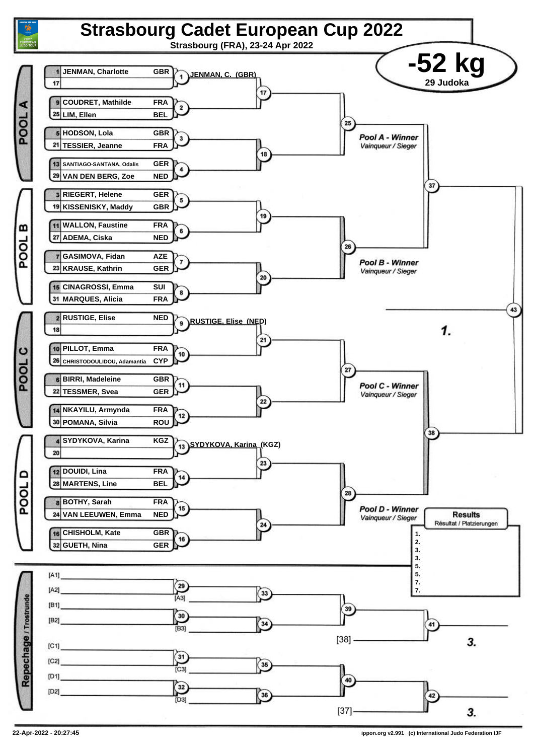# Strasbourg Cadet European Cup 2022

Strasbourg (FRA), 23-24 Apr 2022

## -52 kg

29 Judoka

### POOL A

| Seed | Name | Nation |
|---|---|---|
| 1 | JENMAN, Charlotte | GBR |
| 17 | | |
| 9 | COUDRET, Mathilde | FRA |
| 25 | LIM, Ellen | BEL |
| 5 | HODSON, Lola | GBR |
| 21 | TESSIER, Jeanne | FRA |
| 13 | SANTIAGO-SANTANA, Odalis | GER |
| 29 | VAN DEN BERG, Zoe | NED |

Match 1: JENMAN, C. (GBR)

Pool A - Winner
Vainqueur / Sieger

### POOL B

| Seed | Name | Nation |
|---|---|---|
| 3 | RIEGERT, Helene | GER |
| 19 | KISSENISKY, Maddy | GBR |
| 11 | WALLON, Faustine | FRA |
| 27 | ADEMA, Ciska | NED |
| 7 | GASIMOVA, Fidan | AZE |
| 23 | KRAUSE, Kathrin | GER |
| 15 | CINAGROSSI, Emma | SUI |
| 31 | MARQUES, Alicia | FRA |

Pool B - Winner
Vainqueur / Sieger

### POOL C

| Seed | Name | Nation |
|---|---|---|
| 2 | RUSTIGE, Elise | NED |
| 18 | | |
| 10 | PILLOT, Emma | FRA |
| 26 | CHRISTODOULIDOU, Adamantia | CYP |
| 6 | BIRRI, Madeleine | GBR |
| 22 | TESSMER, Svea | GER |
| 14 | NKAYILU, Armynda | FRA |
| 30 | POMANA, Silvia | ROU |

Match 9: RUSTIGE, Elise (NED)

Pool C - Winner
Vainqueur / Sieger

### POOL D

| Seed | Name | Nation |
|---|---|---|
| 4 | SYDYKOVA, Karina | KGZ |
| 20 | | |
| 12 | DOUIDI, Lina | FRA |
| 28 | MARTENS, Line | BEL |
| 8 | BOTHY, Sarah | FRA |
| 24 | VAN LEEUWEN, Emma | NED |
| 16 | CHISHOLM, Kate | GBR |
| 32 | GUETH, Nina | GER |

Match 13: SYDYKOVA, Karina (KGZ)

Pool D - Winner
Vainqueur / Sieger

Final (43): 1.

### Repechage / Trostrunde

- Match 29: [A1] vs [A2]; Match 33: winner vs [A3]
- Match 30: [B1] vs [B2]; Match 34: winner vs [B3]
- Match 39: 33 vs 34; Match 41: winner vs [38] → 3.
- Match 31: [C1] vs [C2]; Match 35: winner vs [C3]
- Match 32: [D1] vs [D2]; Match 36: winner vs [D3]
- Match 40: 35 vs 36; Match 42: winner vs [37] → 3.

### Results
Résultat / Platzierungen

1.
2.
3.
3.
5.
5.
7.
7.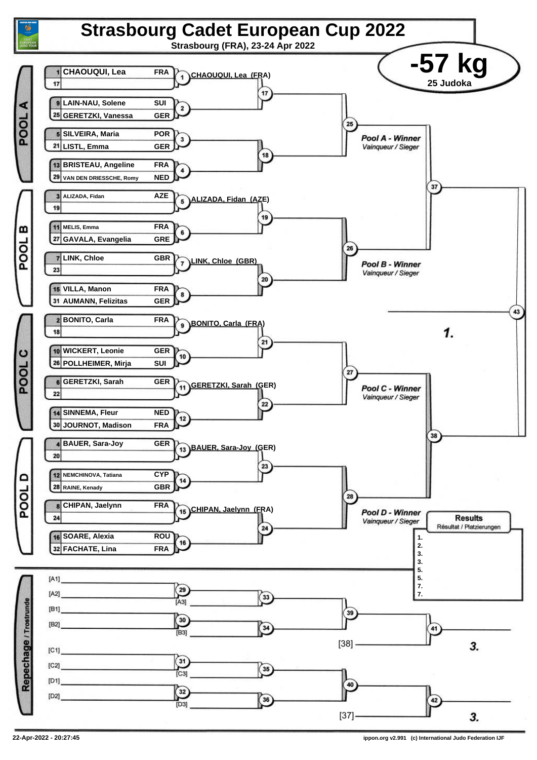# Strasbourg Cadet European Cup 2022

**Strasbourg (FRA), 23-24 Apr 2022**

## -57 kg

**25 Judoka**

### POOL A

| Seed | Name | Nation |
|---|---|---|
| 1 | CHAOUQUI, Lea | FRA |
| 17 | | |
| 9 | LAIN-NAU, Solene | SUI |
| 25 | GERETZKI, Vanessa | GER |
| 5 | SILVEIRA, Maria | POR |
| 21 | LISTL, Emma | GER |
| 13 | BRISTEAU, Angeline | FRA |
| 29 | VAN DEN DRIESSCHE, Romy | NED |

- 1: CHAOUQUI, Lea (FRA)
- Contests: 2, 3, 4, 17, 18, 25

Pool A - Winner / Vainqueur / Sieger

### POOL B

| Seed | Name | Nation |
|---|---|---|
| 3 | ALIZADA, Fidan | AZE |
| 19 | | |
| 11 | MELIS, Emma | FRA |
| 27 | GAVALA, Evangelia | GRE |
| 7 | LINK, Chloe | GBR |
| 23 | | |
| 15 | VILLA, Manon | FRA |
| 31 | AUMANN, Felizitas | GER |

- 5: ALIZADA, Fidan (AZE)
- 7: LINK, Chloe (GBR)
- Contests: 6, 8, 19, 20, 26

Pool B - Winner / Vainqueur / Sieger

### POOL C

| Seed | Name | Nation |
|---|---|---|
| 2 | BONITO, Carla | FRA |
| 18 | | |
| 10 | WICKERT, Leonie | GER |
| 26 | POLLHEIMER, Mirja | SUI |
| 6 | GERETZKI, Sarah | GER |
| 22 | | |
| 14 | SINNEMA, Fleur | NED |
| 30 | JOURNOT, Madison | FRA |

- 9: BONITO, Carla (FRA)
- 11: GERETZKI, Sarah (GER)
- Contests: 10, 12, 21, 22, 27

Pool C - Winner / Vainqueur / Sieger

### POOL D

| Seed | Name | Nation |
|---|---|---|
| 4 | BAUER, Sara-Joy | GER |
| 20 | | |
| 12 | NEMCHINOVA, Tatiana | CYP |
| 28 | RAINE, Kenady | GBR |
| 8 | CHIPAN, Jaelynn | FRA |
| 24 | | |
| 16 | SOARE, Alexia | ROU |
| 32 | FACHATE, Lina | FRA |

- 13: BAUER, Sara-Joy (GER)
- 15: CHIPAN, Jaelynn (FRA)
- Contests: 14, 16, 23, 24, 28

Pool D - Winner / Vainqueur / Sieger

### Semi-finals and Final

- 37: Pool A Winner vs Pool B Winner
- 38: Pool C Winner vs Pool D Winner
- 43: Final — 1.

### Repechage / Trostrunde

- 29: [A1] vs [A2]
- 30: [B1] vs [B2]
- 33: Winner 29 vs [A3]
- 34: Winner 30 vs [B3]
- 39: Winner 33 vs Winner 34
- 41: Winner 39 vs [38] — 3.
- 31: [C1] vs [C2]
- 32: [D1] vs [D2]
- 35: Winner 31 vs [C3]
- 36: Winner 32 vs [D3]
- 40: Winner 35 vs Winner 36
- 42: Winner 40 vs [37] — 3.

### Results / Résultat / Platzierungen

1.
2.
3.
3.
5.
5.
7.
7.

22-Apr-2022 - 20:27:45

ippon.org v2.991 (c) International Judo Federation IJF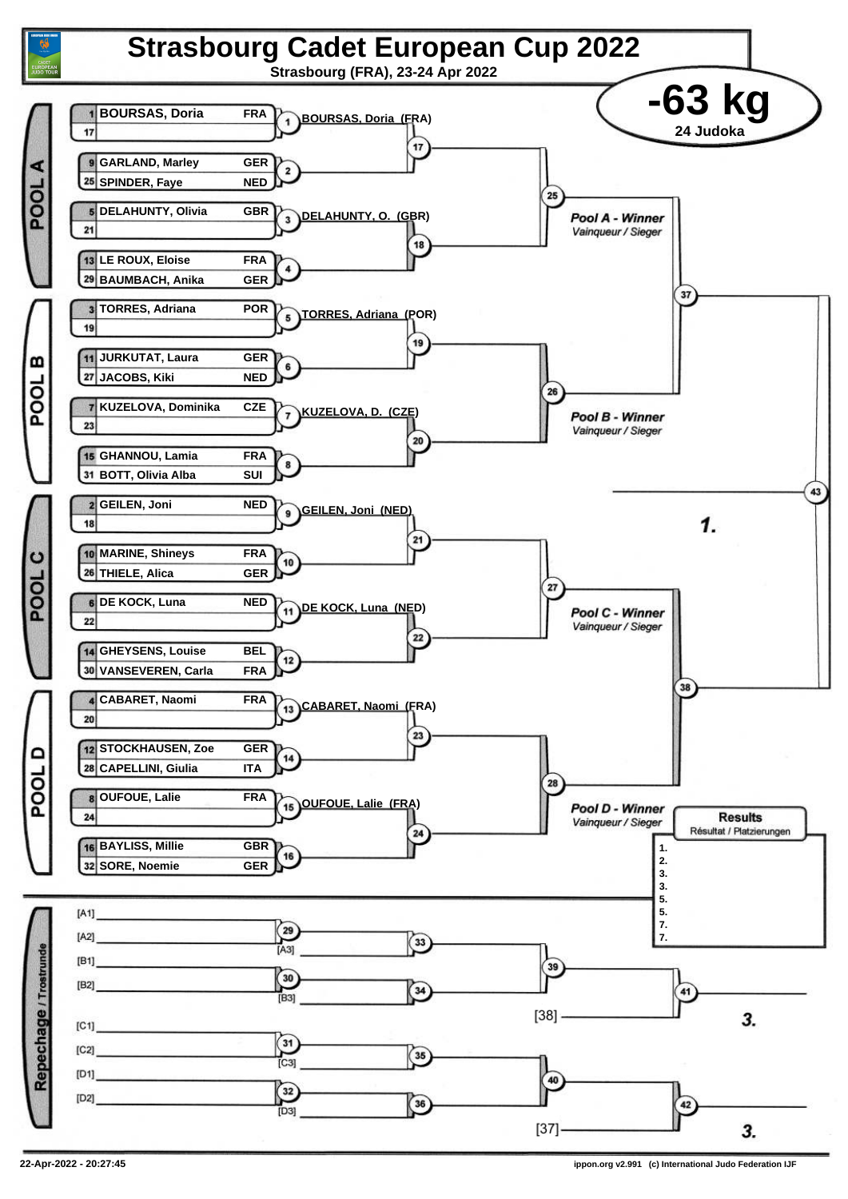# Strasbourg Cadet European Cup 2022

Strasbourg (FRA), 23-24 Apr 2022

## -63 kg

24 Judoka

### POOL A

| Seed | Name | Country |
|---|---|---|
| 1 | BOURSAS, Doria | FRA |
| 17 | | |
| 9 | GARLAND, Marley | GER |
| 25 | SPINDER, Faye | NED |
| 5 | DELAHUNTY, Olivia | GBR |
| 21 | | |
| 13 | LE ROUX, Eloise | FRA |
| 29 | BAUMBACH, Anika | GER |

- 1: BOURSAS, Doria (FRA)
- 3: DELAHUNTY, O. (GBR)

Pool A - Winner *Vainqueur / Sieger*

### POOL B

| Seed | Name | Country |
|---|---|---|
| 3 | TORRES, Adriana | POR |
| 19 | | |
| 11 | JURKUTAT, Laura | GER |
| 27 | JACOBS, Kiki | NED |
| 7 | KUZELOVA, Dominika | CZE |
| 23 | | |
| 15 | GHANNOU, Lamia | FRA |
| 31 | BOTT, Olivia Alba | SUI |

- 5: TORRES, Adriana (POR)
- 7: KUZELOVA, D. (CZE)

Pool B - Winner *Vainqueur / Sieger*

### POOL C

| Seed | Name | Country |
|---|---|---|
| 2 | GEILEN, Joni | NED |
| 18 | | |
| 10 | MARINE, Shineys | FRA |
| 26 | THIELE, Alica | GER |
| 6 | DE KOCK, Luna | NED |
| 22 | | |
| 14 | GHEYSENS, Louise | BEL |
| 30 | VANSEVEREN, Carla | FRA |

- 9: GEILEN, Joni (NED)
- 11: DE KOCK, Luna (NED)

Pool C - Winner *Vainqueur / Sieger*

### POOL D

| Seed | Name | Country |
|---|---|---|
| 4 | CABARET, Naomi | FRA |
| 20 | | |
| 12 | STOCKHAUSEN, Zoe | GER |
| 28 | CAPELLINI, Giulia | ITA |
| 8 | OUFOUE, Lalie | FRA |
| 24 | | |
| 16 | BAYLISS, Millie | GBR |
| 32 | SORE, Noemie | GER |

- 13: CABARET, Naomi (FRA)
- 15: OUFOUE, Lalie (FRA)

Pool D - Winner *Vainqueur / Sieger*

Final (43): 1.

### Results

Résultat / Platzierungen

1.
2.
3.
3.
5.
5.
7.
7.

### Repechage / Trostrunde

- 29: [A1] vs [A2] → 33 vs [A3]
- 30: [B1] vs [B2] → 34 vs [B3]
- 39 → 41 vs [38] → 3.
- 31: [C1] vs [C2] → 35 vs [C3]
- 32: [D1] vs [D2] → 36 vs [D3]
- 40 → 42 vs [37] → 3.

22-Apr-2022 - 20:27:45 | ippon.org v2.991 (c) International Judo Federation IJF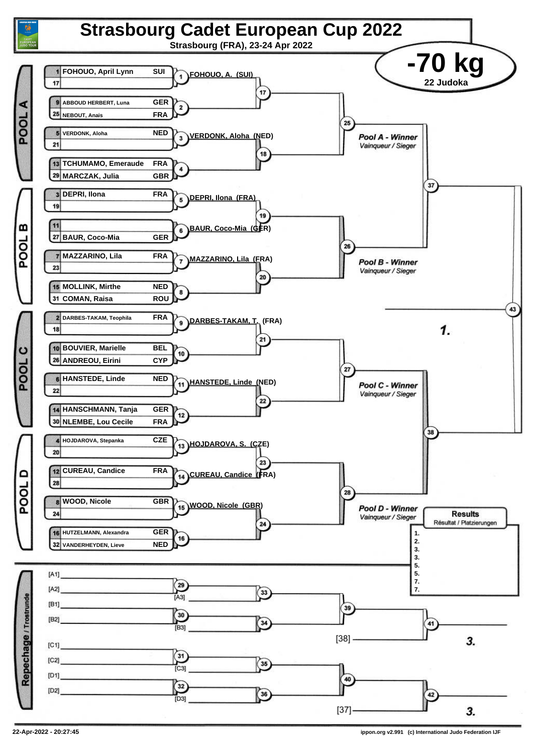# Strasbourg Cadet European Cup 2022

Strasbourg (FRA), 23-24 Apr 2022

## -70 kg

22 Judoka

### POOL A

| Seed | Name | Country |
|---|---|---|
| 1 | FOHOUO, April Lynn | SUI |
| 17 | | |
| 9 | ABBOUD HERBERT, Luna | GER |
| 25 | NEBOUT, Anais | FRA |
| 5 | VERDONK, Aloha | NED |
| 21 | | |
| 13 | TCHUMAMO, Emeraude | FRA |
| 29 | MARCZAK, Julia | GBR |

- 1: FOHOUO, A. (SUI)
- 3: VERDONK, Aloha (NED)

Pool A - Winner
*Vainqueur / Sieger*

### POOL B

| Seed | Name | Country |
|---|---|---|
| 3 | DEPRI, Ilona | FRA |
| 19 | | |
| 11 | | |
| 27 | BAUR, Coco-Mia | GER |
| 7 | MAZZARINO, Lila | FRA |
| 23 | | |
| 15 | MOLLINK, Mirthe | NED |
| 31 | COMAN, Raisa | ROU |

- 5: DEPRI, Ilona (FRA)
- 6: BAUR, Coco-Mia (GER)
- 7: MAZZARINO, Lila (FRA)

Pool B - Winner
*Vainqueur / Sieger*

### POOL C

| Seed | Name | Country |
|---|---|---|
| 2 | DARBES-TAKAM, Teophila | FRA |
| 18 | | |
| 10 | BOUVIER, Marielle | BEL |
| 26 | ANDREOU, Eirini | CYP |
| 6 | HANSTEDE, Linde | NED |
| 22 | | |
| 14 | HANSCHMANN, Tanja | GER |
| 30 | NLEMBE, Lou Cecile | FRA |

- 9: DARBES-TAKAM, T. (FRA)
- 11: HANSTEDE, Linde (NED)

Pool C - Winner
*Vainqueur / Sieger*

### POOL D

| Seed | Name | Country |
|---|---|---|
| 4 | HOJDAROVA, Stepanka | CZE |
| 20 | | |
| 12 | CUREAU, Candice | FRA |
| 28 | | |
| 8 | WOOD, Nicole | GBR |
| 24 | | |
| 16 | HUTZELMANN, Alexandra | GER |
| 32 | VANDERHEYDEN, Lieve | NED |

- 13: HOJDAROVA, S. (CZE)
- 14: CUREAU, Candice (FRA)
- 15: WOOD, Nicole (GBR)

Pool D - Winner
*Vainqueur / Sieger*

Final (43): 1.

### Repechage / Trostrunde

- 29: [A1] vs [A2]; 33: vs [A3]
- 30: [B1] vs [B2]; 34: vs [B3]
- 39, 41: vs [38] → 3.
- 31: [C1] vs [C2]; 35: vs [C3]
- 32: [D1] vs [D2]; 36: vs [D3]
- 40, 42: vs [37] → 3.

### Results
*Résultat / Platzierungen*

1.
2.
3.
3.
5.
5.
7.
7.

22-Apr-2022 - 20:27:45

ippon.org v2.991 (c) International Judo Federation IJF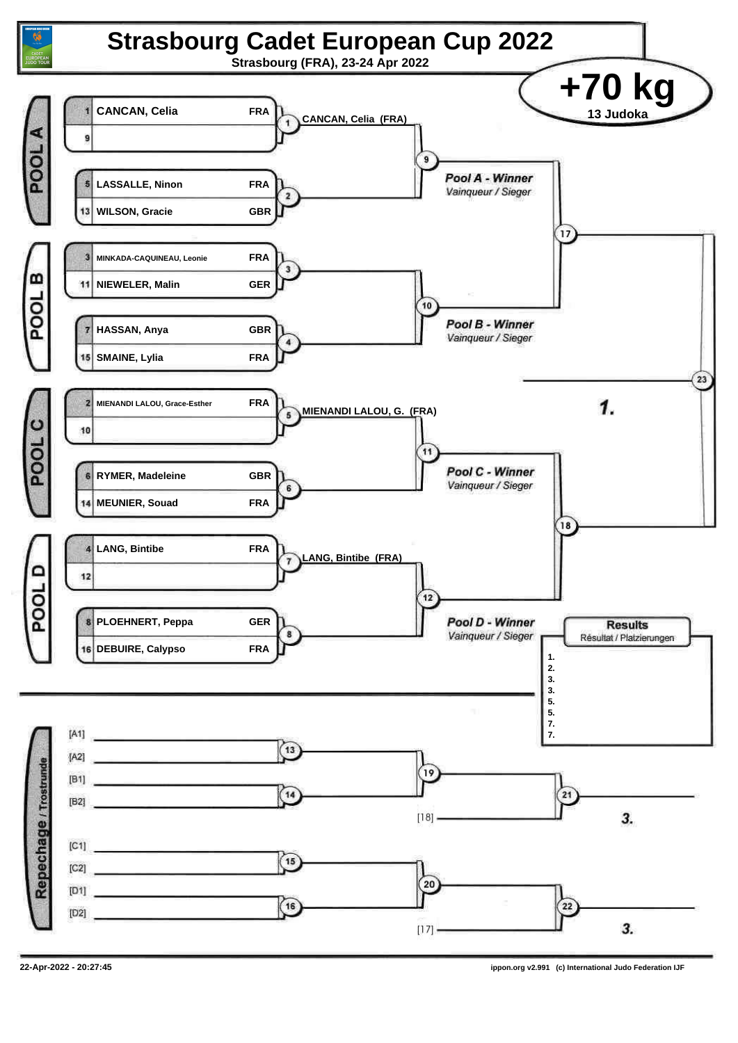# Strasbourg Cadet European Cup 2022

**Strasbourg (FRA), 23-24 Apr 2022**

## +70 kg

**13 Judoka**

### POOL A

| Seed | Name | Nation |
|---|---|---|
| 1 | CANCAN, Celia | FRA |
| 9 | | |
| 5 | LASSALLE, Ninon | FRA |
| 13 | WILSON, Gracie | GBR |

1 CANCAN, Celia (FRA)

2

9

*Pool A - Winner*
*Vainqueur / Sieger*

### POOL B

| Seed | Name | Nation |
|---|---|---|
| 3 | MINKADA-CAQUINEAU, Leonie | FRA |
| 11 | NIEWELER, Malin | GER |
| 7 | HASSAN, Anya | GBR |
| 15 | SMAINE, Lylia | FRA |

3

4

10

*Pool B - Winner*
*Vainqueur / Sieger*

17

23

*1.*

### POOL C

| Seed | Name | Nation |
|---|---|---|
| 2 | MIENANDI LALOU, Grace-Esther | FRA |
| 10 | | |
| 6 | RYMER, Madeleine | GBR |
| 14 | MEUNIER, Souad | FRA |

5 MIENANDI LALOU, G. (FRA)

6

11

*Pool C - Winner*
*Vainqueur / Sieger*

18

### POOL D

| Seed | Name | Nation |
|---|---|---|
| 4 | LANG, Bintibe | FRA |
| 12 | | |
| 8 | PLOEHNERT, Peppa | GER |
| 16 | DEBUIRE, Calypso | FRA |

7 LANG, Bintibe (FRA)

8

12

*Pool D - Winner*
*Vainqueur / Sieger*

### Results

Résultat / Platzierungen

1.
2.
3.
3.
5.
5.
7.
7.

### Repechage / Trostrunde

[A1]
[A2]
13
[B1]
[B2]
14
19
21
[18]
*3.*

[C1]
[C2]
15
[D1]
[D2]
16
20
22
[17]
*3.*

22-Apr-2022 - 20:27:45

ippon.org v2.991 (c) International Judo Federation IJF